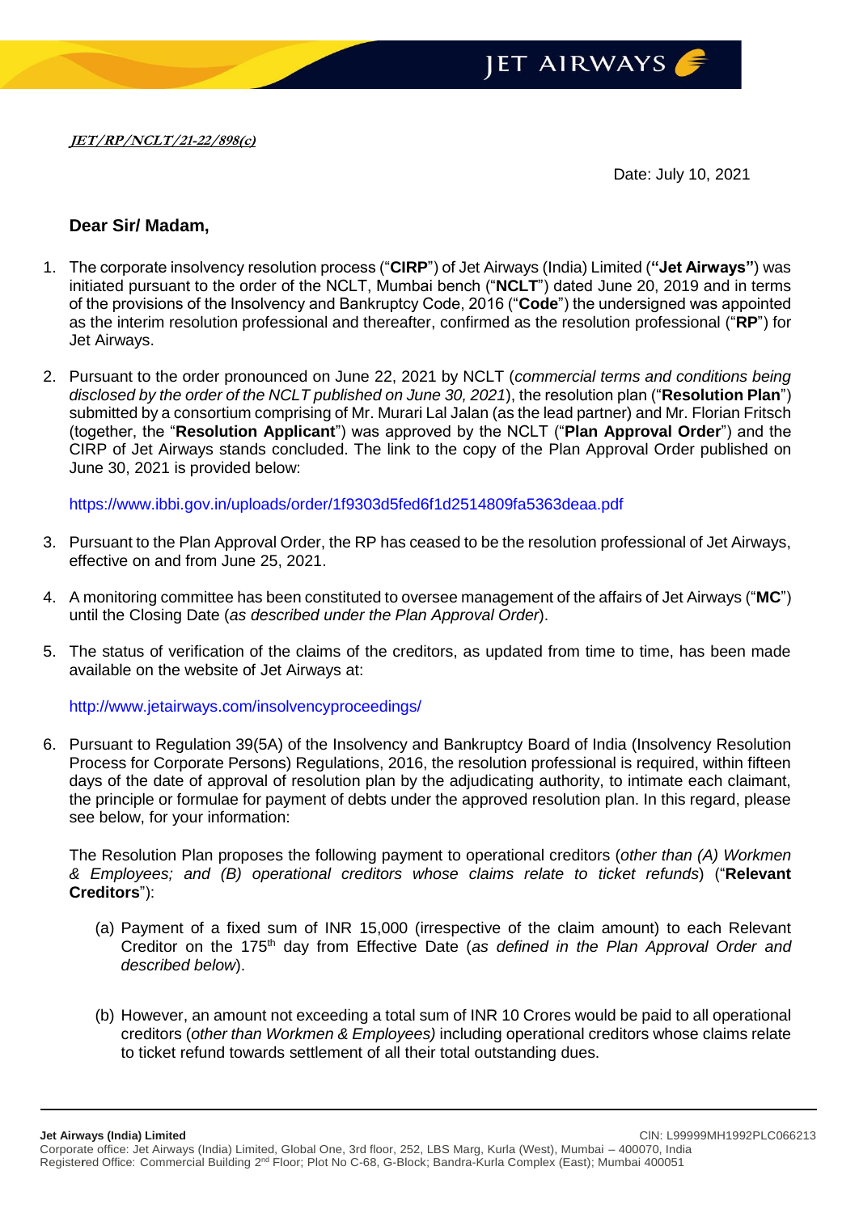***JET/RP/NCLT/21-22/898(c)***

Date: July 10, 2021

**Dear Sir/ Madam,**

1. The corporate insolvency resolution process ("**CIRP**") of Jet Airways (India) Limited (**"Jet Airways"**) was initiated pursuant to the order of the NCLT, Mumbai bench ("**NCLT**") dated June 20, 2019 and in terms of the provisions of the Insolvency and Bankruptcy Code, 2016 ("**Code**") the undersigned was appointed as the interim resolution professional and thereafter, confirmed as the resolution professional ("**RP**") for Jet Airways.

2. Pursuant to the order pronounced on June 22, 2021 by NCLT (*commercial terms and conditions being disclosed by the order of the NCLT published on June 30, 2021*), the resolution plan ("**Resolution Plan**") submitted by a consortium comprising of Mr. Murari Lal Jalan (as the lead partner) and Mr. Florian Fritsch (together, the "**Resolution Applicant**") was approved by the NCLT ("**Plan Approval Order**") and the CIRP of Jet Airways stands concluded. The link to the copy of the Plan Approval Order published on June 30, 2021 is provided below:

   https://www.ibbi.gov.in/uploads/order/1f9303d5fed6f1d2514809fa5363deaa.pdf

3. Pursuant to the Plan Approval Order, the RP has ceased to be the resolution professional of Jet Airways, effective on and from June 25, 2021.

4. A monitoring committee has been constituted to oversee management of the affairs of Jet Airways ("**MC**") until the Closing Date (*as described under the Plan Approval Order*).

5. The status of verification of the claims of the creditors, as updated from time to time, has been made available on the website of Jet Airways at:

   http://www.jetairways.com/insolvencyproceedings/

6. Pursuant to Regulation 39(5A) of the Insolvency and Bankruptcy Board of India (Insolvency Resolution Process for Corporate Persons) Regulations, 2016, the resolution professional is required, within fifteen days of the date of approval of resolution plan by the adjudicating authority, to intimate each claimant, the principle or formulae for payment of debts under the approved resolution plan. In this regard, please see below, for your information:

   The Resolution Plan proposes the following payment to operational creditors (*other than (A) Workmen & Employees; and (B) operational creditors whose claims relate to ticket refunds*) ("**Relevant Creditors**"):

   (a) Payment of a fixed sum of INR 15,000 (irrespective of the claim amount) to each Relevant Creditor on the 175th day from Effective Date (*as defined in the Plan Approval Order and described below*).

   (b) However, an amount not exceeding a total sum of INR 10 Crores would be paid to all operational creditors (*other than Workmen & Employees)* including operational creditors whose claims relate to ticket refund towards settlement of all their total outstanding dues.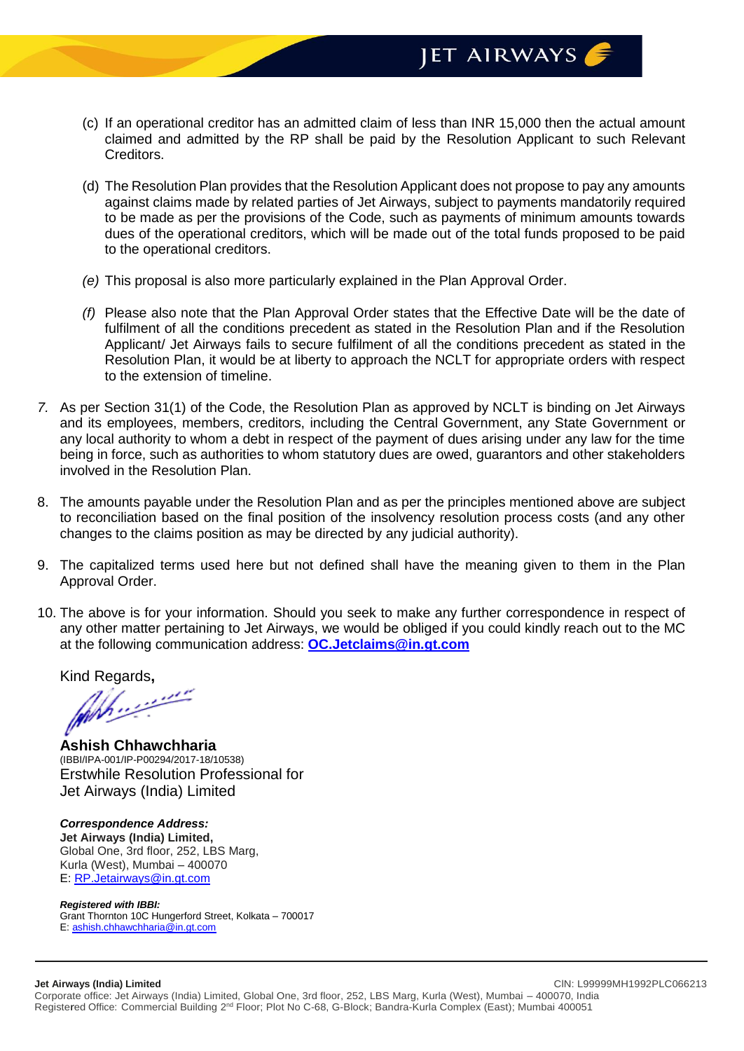(c) If an operational creditor has an admitted claim of less than INR 15,000 then the actual amount claimed and admitted by the RP shall be paid by the Resolution Applicant to such Relevant Creditors.

(d) The Resolution Plan provides that the Resolution Applicant does not propose to pay any amounts against claims made by related parties of Jet Airways, subject to payments mandatorily required to be made as per the provisions of the Code, such as payments of minimum amounts towards dues of the operational creditors, which will be made out of the total funds proposed to be paid to the operational creditors.

*(e)* This proposal is also more particularly explained in the Plan Approval Order.

*(f)* Please also note that the Plan Approval Order states that the Effective Date will be the date of fulfilment of all the conditions precedent as stated in the Resolution Plan and if the Resolution Applicant/ Jet Airways fails to secure fulfilment of all the conditions precedent as stated in the Resolution Plan, it would be at liberty to approach the NCLT for appropriate orders with respect to the extension of timeline.

*7.* As per Section 31(1) of the Code, the Resolution Plan as approved by NCLT is binding on Jet Airways and its employees, members, creditors, including the Central Government, any State Government or any local authority to whom a debt in respect of the payment of dues arising under any law for the time being in force, such as authorities to whom statutory dues are owed, guarantors and other stakeholders involved in the Resolution Plan.

8. The amounts payable under the Resolution Plan and as per the principles mentioned above are subject to reconciliation based on the final position of the insolvency resolution process costs (and any other changes to the claims position as may be directed by any judicial authority).

9. The capitalized terms used here but not defined shall have the meaning given to them in the Plan Approval Order.

10. The above is for your information. Should you seek to make any further correspondence in respect of any other matter pertaining to Jet Airways, we would be obliged if you could kindly reach out to the MC at the following communication address: **OC.Jetclaims@in.gt.com**

Kind Regards,

**Ashish Chhawchharia**
(IBBI/IPA-001/IP-P00294/2017-18/10538)
Erstwhile Resolution Professional for
Jet Airways (India) Limited

***Correspondence Address:***
**Jet Airways (India) Limited,**
Global One, 3rd floor, 252, LBS Marg,
Kurla (West), Mumbai – 400070
E: RP.Jetairways@in.gt.com

***Registered with IBBI:***
Grant Thornton 10C Hungerford Street, Kolkata – 700017
E: ashish.chhawchharia@in.gt.com

**Jet Airways (India) Limited** CIN: L99999MH1992PLC066213
Corporate office: Jet Airways (India) Limited, Global One, 3rd floor, 252, LBS Marg, Kurla (West), Mumbai – 400070, India
Registered Office: Commercial Building 2nd Floor; Plot No C-68, G-Block; Bandra-Kurla Complex (East); Mumbai 400051